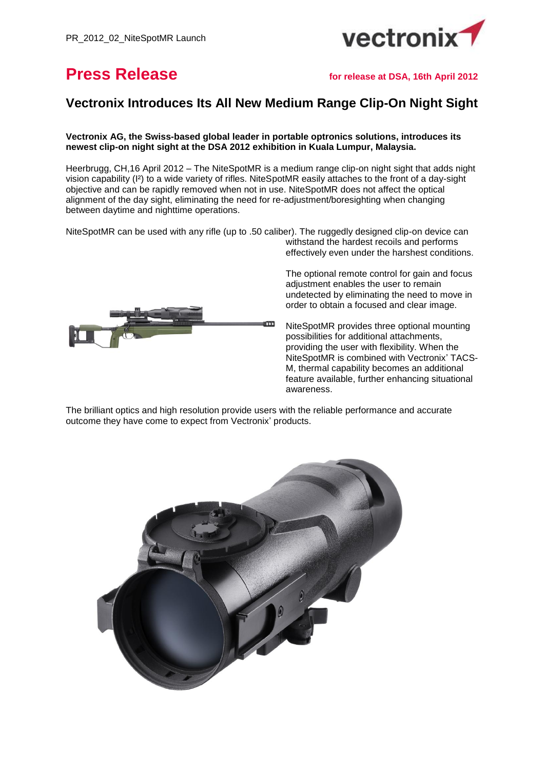# Press Release

**for release at DSA, 16th April 2012**

## Vectronix Introduces Its All New Medium Range Clip-On Night Sight

**Vectronix AG, the Swiss-based global leader in portable optronics solutions, introduces its newest clip-on night sight at the DSA 2012 exhibition in Kuala Lumpur, Malaysia.**

Heerbrugg, CH,16 April 2012 – The NiteSpotMR is a medium range clip-on night sight that adds night vision capability (I²) to a wide variety of rifles. NiteSpotMR easily attaches to the front of a day-sight objective and can be rapidly removed when not in use. NiteSpotMR does not affect the optical alignment of the day sight, eliminating the need for re-adjustment/boresighting when changing between daytime and nighttime operations.

NiteSpotMR can be used with any rifle (up to .50 caliber). The ruggedly designed clip-on device can withstand the hardest recoils and performs effectively even under the harshest conditions.

The optional remote control for gain and focus adjustment enables the user to remain undetected by eliminating the need to move in order to obtain a focused and clear image.

NiteSpotMR provides three optional mounting possibilities for additional attachments, providing the user with flexibility. When the NiteSpotMR is combined with Vectronix' TACS-M, thermal capability becomes an additional feature available, further enhancing situational awareness.

The brilliant optics and high resolution provide users with the reliable performance and accurate outcome they have come to expect from Vectronix' products.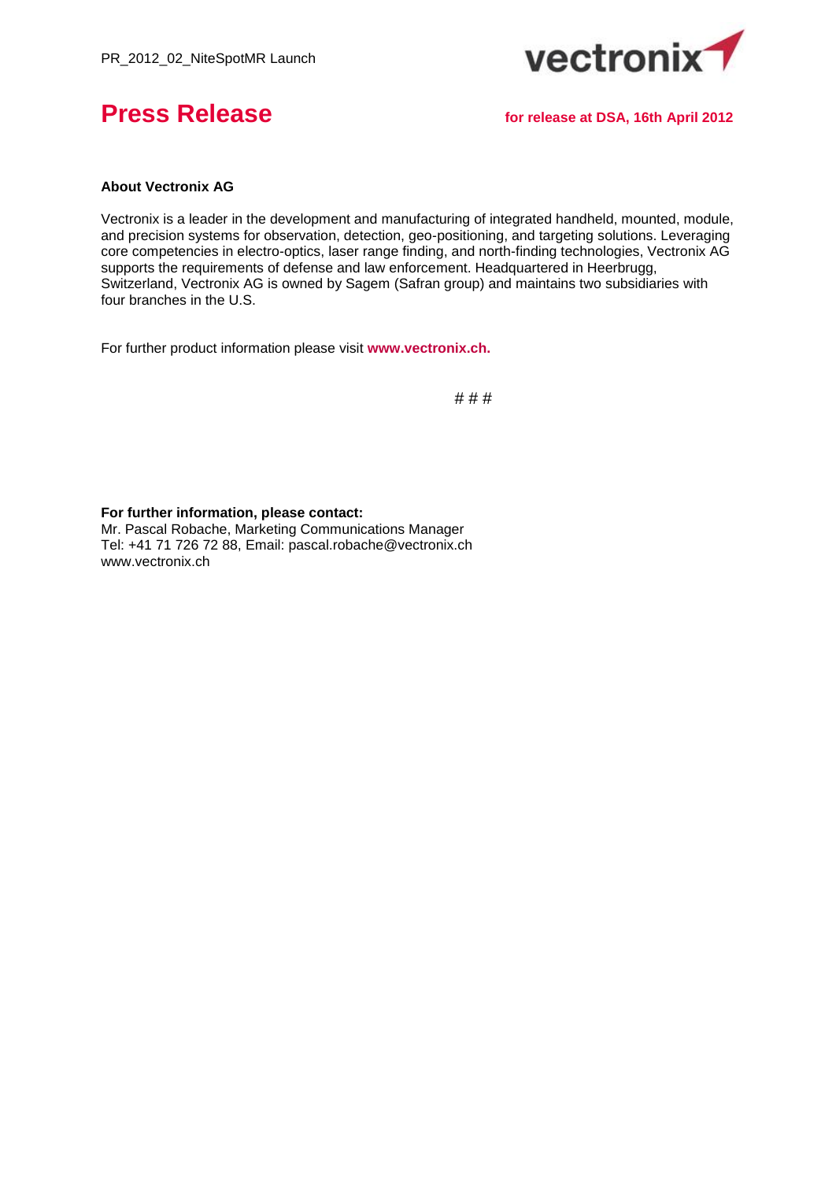# Press Release

**for release at DSA, 16th April 2012**

**About Vectronix AG**

Vectronix is a leader in the development and manufacturing of integrated handheld, mounted, module, and precision systems for observation, detection, geo-positioning, and targeting solutions. Leveraging core competencies in electro-optics, laser range finding, and north-finding technologies, Vectronix AG supports the requirements of defense and law enforcement. Headquartered in Heerbrugg, Switzerland, Vectronix AG is owned by Sagem (Safran group) and maintains two subsidiaries with four branches in the U.S.

For further product information please visit **www.vectronix.ch.**

# # #

**For further information, please contact:**
Mr. Pascal Robache, Marketing Communications Manager
Tel: +41 71 726 72 88, Email: pascal.robache@vectronix.ch
www.vectronix.ch